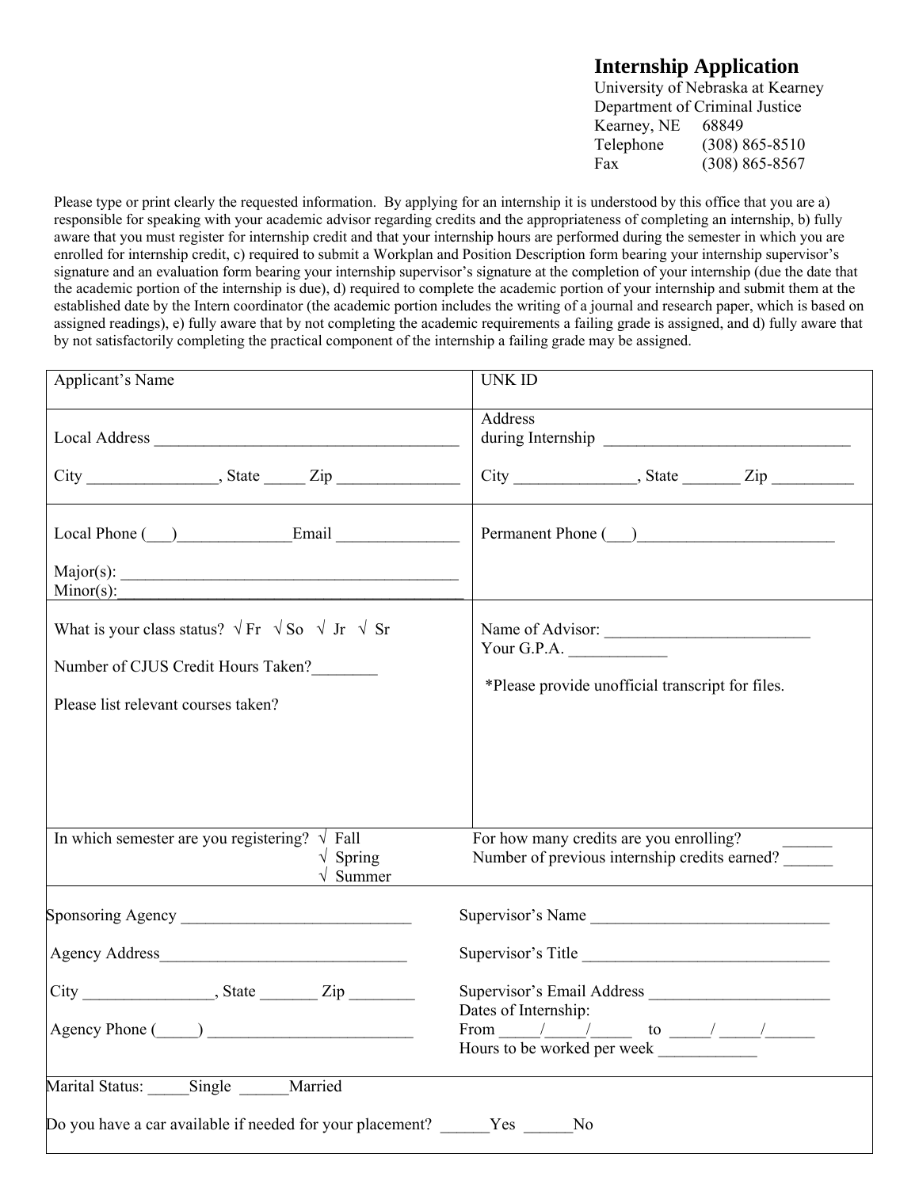# Internship Application

University of Nebraska at Kearney
Department of Criminal Justice
Kearney, NE 68849
Telephone (308) 865-8510
Fax (308) 865-8567

Please type or print clearly the requested information. By applying for an internship it is understood by this office that you are a) responsible for speaking with your academic advisor regarding credits and the appropriateness of completing an internship, b) fully aware that you must register for internship credit and that your internship hours are performed during the semester in which you are enrolled for internship credit, c) required to submit a Workplan and Position Description form bearing your internship supervisor's signature and an evaluation form bearing your internship supervisor's signature at the completion of your internship (due the date that the academic portion of the internship is due), d) required to complete the academic portion of your internship and submit them at the established date by the Intern coordinator (the academic portion includes the writing of a journal and research paper, which is based on assigned readings), e) fully aware that by not completing the academic requirements a failing grade is assigned, and d) fully aware that by not satisfactorily completing the practical component of the internship a failing grade may be assigned.

| | |
|---|---|
| Applicant's Name | UNK ID |
| Local Address ____________________<br><br>City ________________, State _____ Zip _______________ | Address during Internship ______________________________<br><br>City _______________, State _______ Zip __________ |
| Local Phone (___)______________Email _______________<br><br>Major(s): __________________________________________<br>Minor(s):__________________________________________ | Permanent Phone (___)________________________ |
| What is your class status? √ Fr √ So √ Jr √ Sr<br><br>Number of CJUS Credit Hours Taken?________<br><br>Please list relevant courses taken? | Name of Advisor: _________________________<br>Your G.P.A. ____________<br><br>*Please provide unofficial transcript for files. |
| In which semester are you registering? √ Fall<br>√ Spring<br>√ Summer | For how many credits are you enrolling? ______<br>Number of previous internship credits earned? ______ |
| Sponsoring Agency ____________________________<br><br>Agency Address______________________________<br><br>City ________________, State _______ Zip ________<br><br>Agency Phone (_____) _________________________ | Supervisor's Name _____________________________<br><br>Supervisor's Title ______________________________<br><br>Supervisor's Email Address ______________________<br>Dates of Internship:<br>From _____/_____/_____ to _____/ _____/______<br>Hours to be worked per week ____________ |
| Marital Status: _____Single ______Married<br><br>Do you have a car available if needed for your placement? ______Yes ______No | |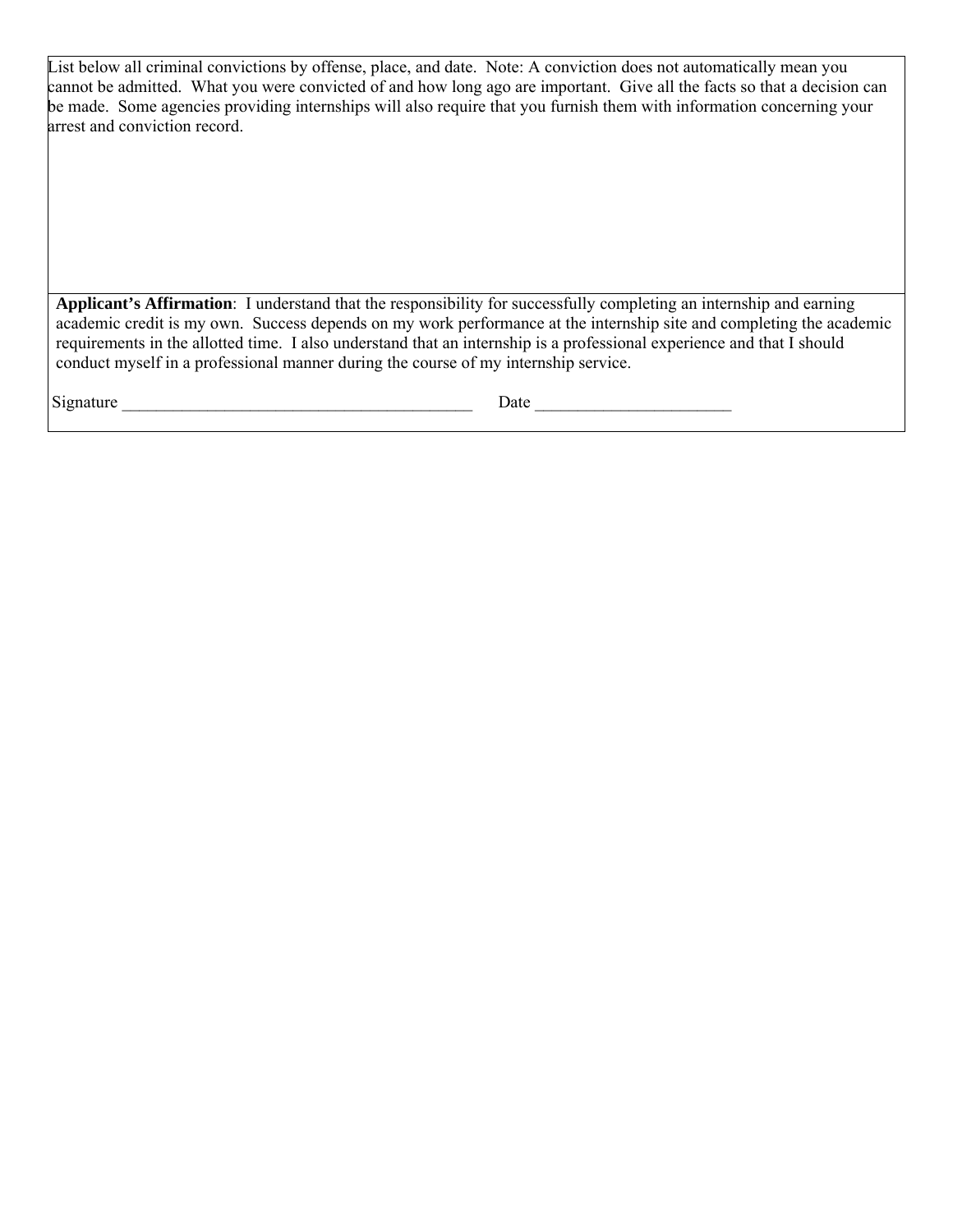List below all criminal convictions by offense, place, and date. Note: A conviction does not automatically mean you cannot be admitted. What you were convicted of and how long ago are important. Give all the facts so that a decision can be made. Some agencies providing internships will also require that you furnish them with information concerning your arrest and conviction record.

**Applicant's Affirmation**: I understand that the responsibility for successfully completing an internship and earning academic credit is my own. Success depends on my work performance at the internship site and completing the academic requirements in the allotted time. I also understand that an internship is a professional experience and that I should conduct myself in a professional manner during the course of my internship service.

Signature ___________________________________________ Date ________________________